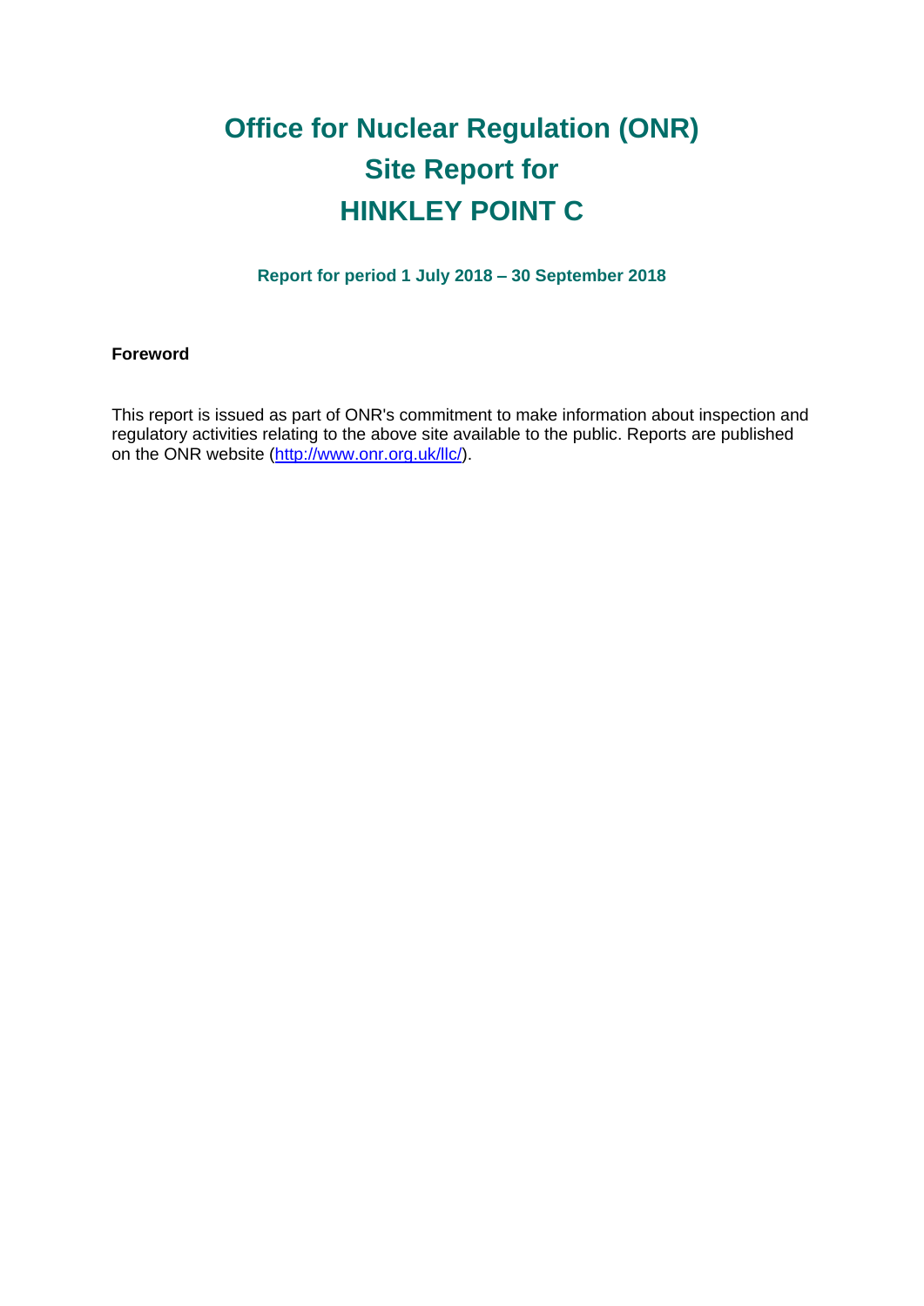# Office for Nuclear Regulation (ONR)
# Site Report for
# HINKLEY POINT C

**Report for period 1 July 2018 – 30 September 2018**

**Foreword**

This report is issued as part of ONR's commitment to make information about inspection and regulatory activities relating to the above site available to the public. Reports are published on the ONR website (http://www.onr.org.uk/llc/).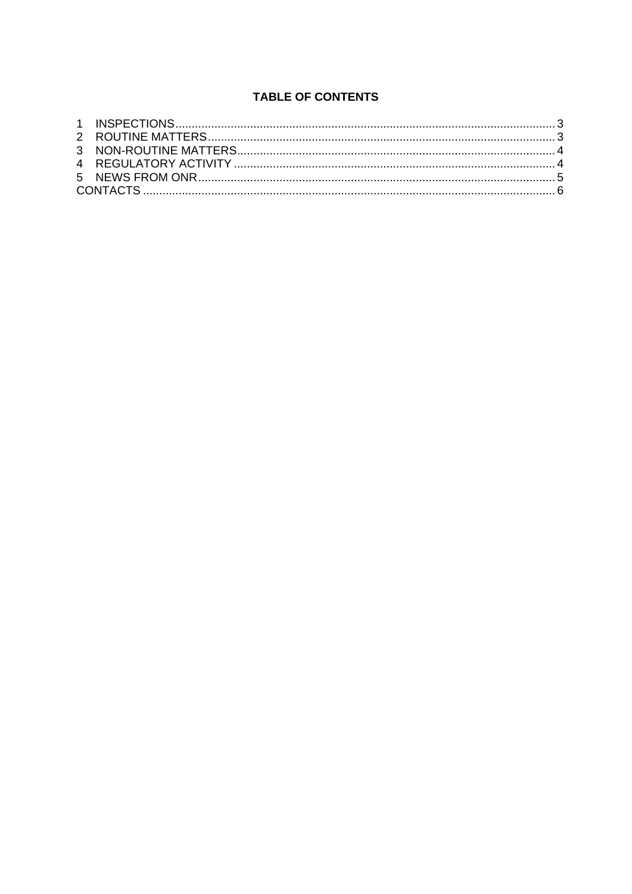## TABLE OF CONTENTS

1 INSPECTIONS ..... 3
2 ROUTINE MATTERS ..... 3
3 NON-ROUTINE MATTERS ..... 4
4 REGULATORY ACTIVITY ..... 4
5 NEWS FROM ONR ..... 5
CONTACTS ..... 6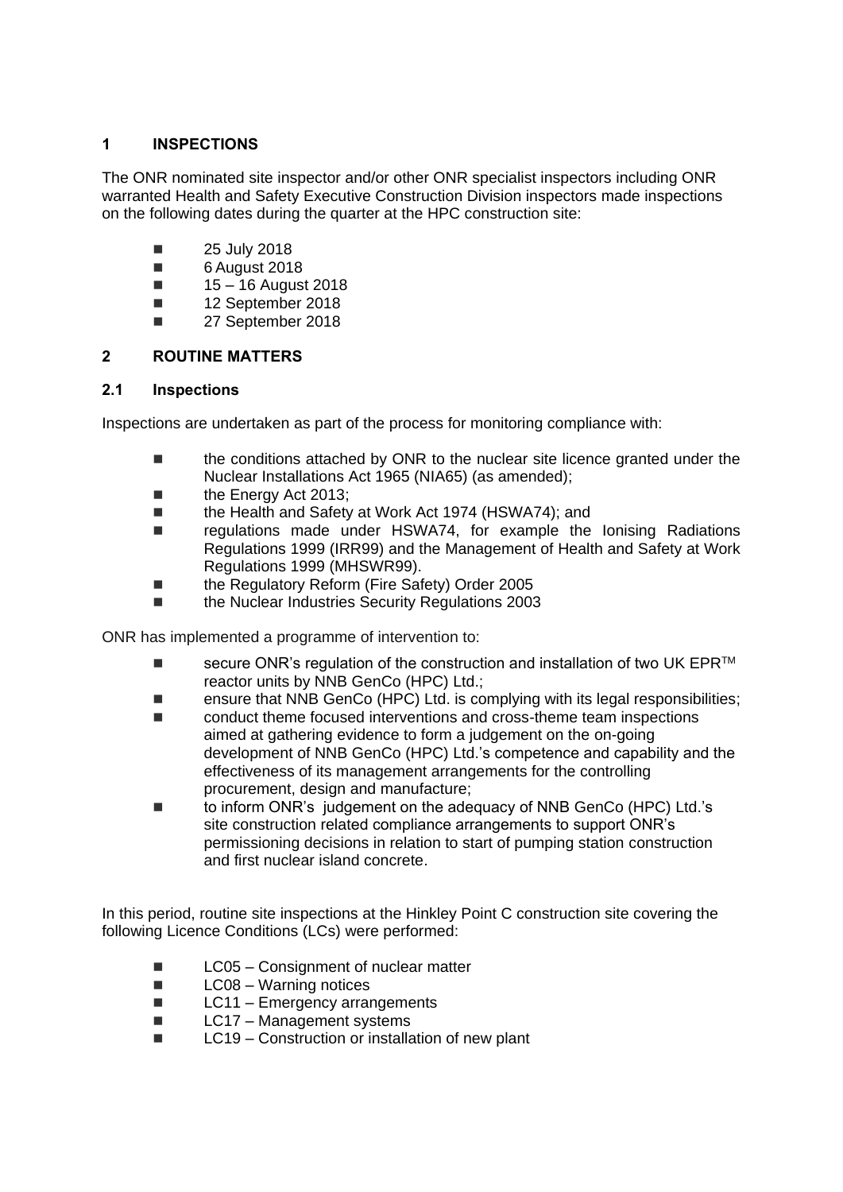## 1 INSPECTIONS

The ONR nominated site inspector and/or other ONR specialist inspectors including ONR warranted Health and Safety Executive Construction Division inspectors made inspections on the following dates during the quarter at the HPC construction site:

- 25 July 2018
- 6 August 2018
- 15 – 16 August 2018
- 12 September 2018
- 27 September 2018

## 2 ROUTINE MATTERS

### 2.1 Inspections

Inspections are undertaken as part of the process for monitoring compliance with:

- the conditions attached by ONR to the nuclear site licence granted under the Nuclear Installations Act 1965 (NIA65) (as amended);
- the Energy Act 2013;
- the Health and Safety at Work Act 1974 (HSWA74); and
- regulations made under HSWA74, for example the Ionising Radiations Regulations 1999 (IRR99) and the Management of Health and Safety at Work Regulations 1999 (MHSWR99).
- the Regulatory Reform (Fire Safety) Order 2005
- the Nuclear Industries Security Regulations 2003

ONR has implemented a programme of intervention to:

- secure ONR's regulation of the construction and installation of two UK EPR™ reactor units by NNB GenCo (HPC) Ltd.;
- ensure that NNB GenCo (HPC) Ltd. is complying with its legal responsibilities;
- conduct theme focused interventions and cross-theme team inspections aimed at gathering evidence to form a judgement on the on-going development of NNB GenCo (HPC) Ltd.'s competence and capability and the effectiveness of its management arrangements for the controlling procurement, design and manufacture;
- to inform ONR's judgement on the adequacy of NNB GenCo (HPC) Ltd.'s site construction related compliance arrangements to support ONR's permissioning decisions in relation to start of pumping station construction and first nuclear island concrete.

In this period, routine site inspections at the Hinkley Point C construction site covering the following Licence Conditions (LCs) were performed:

- LC05 – Consignment of nuclear matter
- LC08 – Warning notices
- LC11 – Emergency arrangements
- LC17 – Management systems
- LC19 – Construction or installation of new plant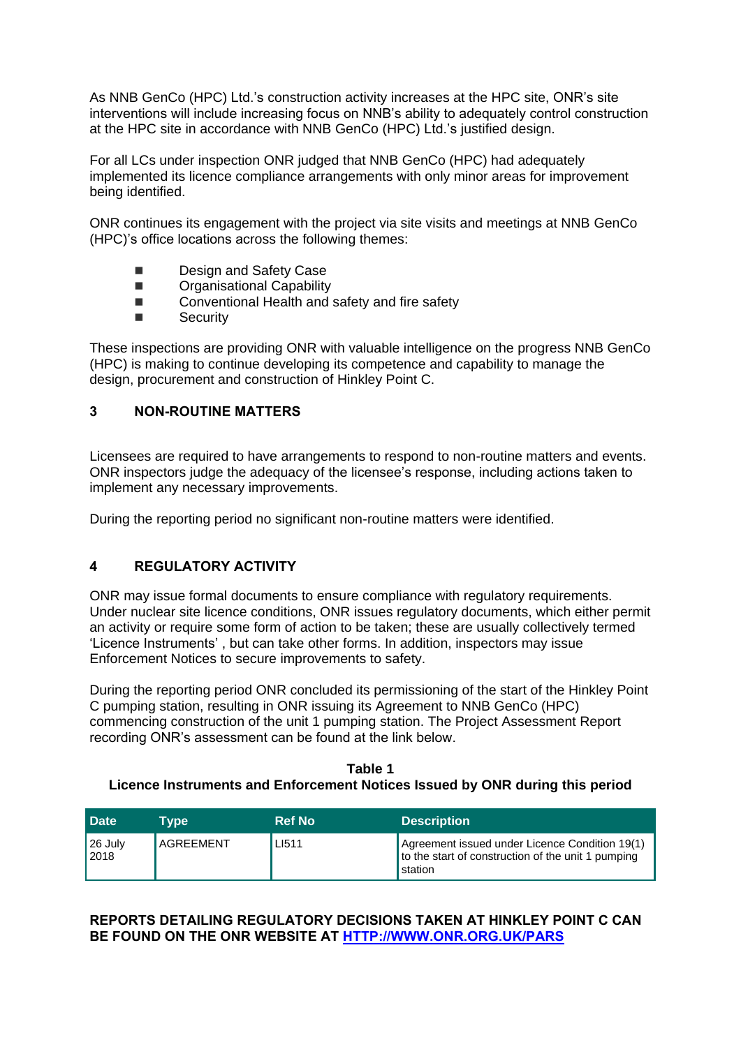As NNB GenCo (HPC) Ltd.'s construction activity increases at the HPC site, ONR's site interventions will include increasing focus on NNB's ability to adequately control construction at the HPC site in accordance with NNB GenCo (HPC) Ltd.'s justified design.

For all LCs under inspection ONR judged that NNB GenCo (HPC) had adequately implemented its licence compliance arrangements with only minor areas for improvement being identified.

ONR continues its engagement with the project via site visits and meetings at NNB GenCo (HPC)'s office locations across the following themes:

- Design and Safety Case
- Organisational Capability
- Conventional Health and safety and fire safety
- Security

These inspections are providing ONR with valuable intelligence on the progress NNB GenCo (HPC) is making to continue developing its competence and capability to manage the design, procurement and construction of Hinkley Point C.

## 3 NON-ROUTINE MATTERS

Licensees are required to have arrangements to respond to non-routine matters and events. ONR inspectors judge the adequacy of the licensee's response, including actions taken to implement any necessary improvements.

During the reporting period no significant non-routine matters were identified.

## 4 REGULATORY ACTIVITY

ONR may issue formal documents to ensure compliance with regulatory requirements. Under nuclear site licence conditions, ONR issues regulatory documents, which either permit an activity or require some form of action to be taken; these are usually collectively termed 'Licence Instruments' , but can take other forms. In addition, inspectors may issue Enforcement Notices to secure improvements to safety.

During the reporting period ONR concluded its permissioning of the start of the Hinkley Point C pumping station, resulting in ONR issuing its Agreement to NNB GenCo (HPC) commencing construction of the unit 1 pumping station. The Project Assessment Report recording ONR's assessment can be found at the link below.

**Table 1**
**Licence Instruments and Enforcement Notices Issued by ONR during this period**

| Date | Type | Ref No | Description |
|---|---|---|---|
| 26 July 2018 | AGREEMENT | LI511 | Agreement issued under Licence Condition 19(1) to the start of construction of the unit 1 pumping station |

**REPORTS DETAILING REGULATORY DECISIONS TAKEN AT HINKLEY POINT C CAN BE FOUND ON THE ONR WEBSITE AT [HTTP://WWW.ONR.ORG.UK/PARS](HTTP://WWW.ONR.ORG.UK/PARS)**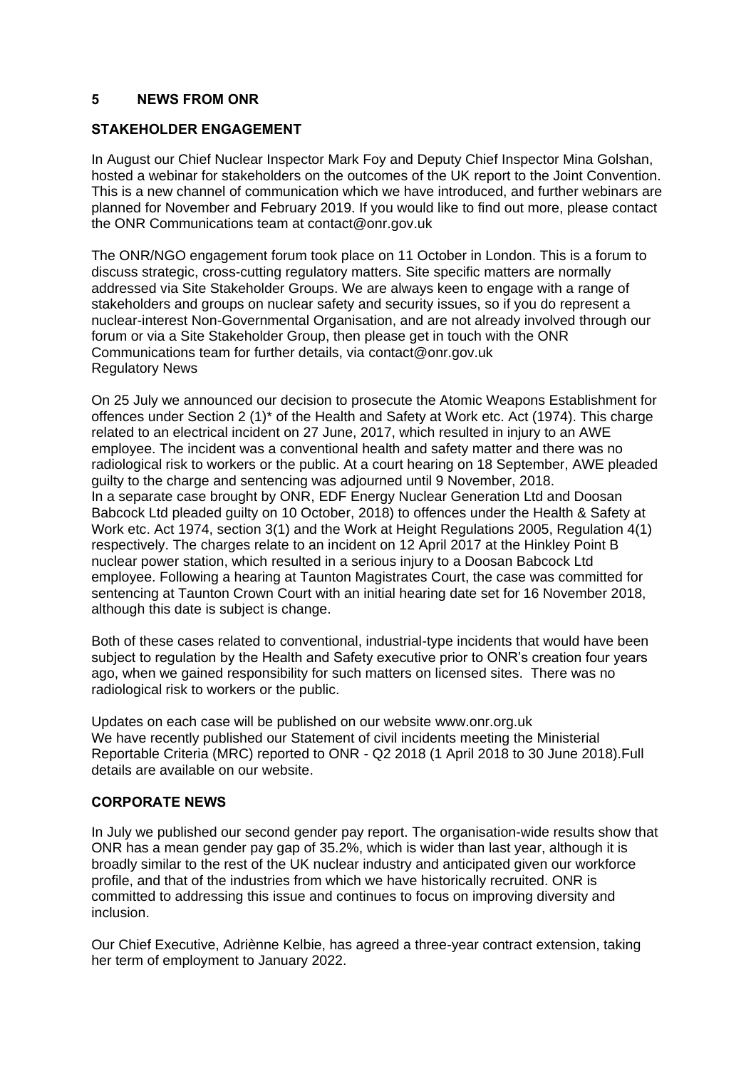## 5 NEWS FROM ONR

### STAKEHOLDER ENGAGEMENT

In August our Chief Nuclear Inspector Mark Foy and Deputy Chief Inspector Mina Golshan, hosted a webinar for stakeholders on the outcomes of the UK report to the Joint Convention. This is a new channel of communication which we have introduced, and further webinars are planned for November and February 2019. If you would like to find out more, please contact the ONR Communications team at contact@onr.gov.uk

The ONR/NGO engagement forum took place on 11 October in London. This is a forum to discuss strategic, cross-cutting regulatory matters. Site specific matters are normally addressed via Site Stakeholder Groups. We are always keen to engage with a range of stakeholders and groups on nuclear safety and security issues, so if you do represent a nuclear-interest Non-Governmental Organisation, and are not already involved through our forum or via a Site Stakeholder Group, then please get in touch with the ONR Communications team for further details, via contact@onr.gov.uk
Regulatory News

On 25 July we announced our decision to prosecute the Atomic Weapons Establishment for offences under Section 2 (1)* of the Health and Safety at Work etc. Act (1974). This charge related to an electrical incident on 27 June, 2017, which resulted in injury to an AWE employee. The incident was a conventional health and safety matter and there was no radiological risk to workers or the public. At a court hearing on 18 September, AWE pleaded guilty to the charge and sentencing was adjourned until 9 November, 2018.
In a separate case brought by ONR, EDF Energy Nuclear Generation Ltd and Doosan Babcock Ltd pleaded guilty on 10 October, 2018) to offences under the Health & Safety at Work etc. Act 1974, section 3(1) and the Work at Height Regulations 2005, Regulation 4(1) respectively. The charges relate to an incident on 12 April 2017 at the Hinkley Point B nuclear power station, which resulted in a serious injury to a Doosan Babcock Ltd employee. Following a hearing at Taunton Magistrates Court, the case was committed for sentencing at Taunton Crown Court with an initial hearing date set for 16 November 2018, although this date is subject is change.

Both of these cases related to conventional, industrial-type incidents that would have been subject to regulation by the Health and Safety executive prior to ONR's creation four years ago, when we gained responsibility for such matters on licensed sites. There was no radiological risk to workers or the public.

Updates on each case will be published on our website www.onr.org.uk
We have recently published our Statement of civil incidents meeting the Ministerial Reportable Criteria (MRC) reported to ONR - Q2 2018 (1 April 2018 to 30 June 2018).Full details are available on our website.

### CORPORATE NEWS

In July we published our second gender pay report. The organisation-wide results show that ONR has a mean gender pay gap of 35.2%, which is wider than last year, although it is broadly similar to the rest of the UK nuclear industry and anticipated given our workforce profile, and that of the industries from which we have historically recruited. ONR is committed to addressing this issue and continues to focus on improving diversity and inclusion.

Our Chief Executive, Adriènne Kelbie, has agreed a three-year contract extension, taking her term of employment to January 2022.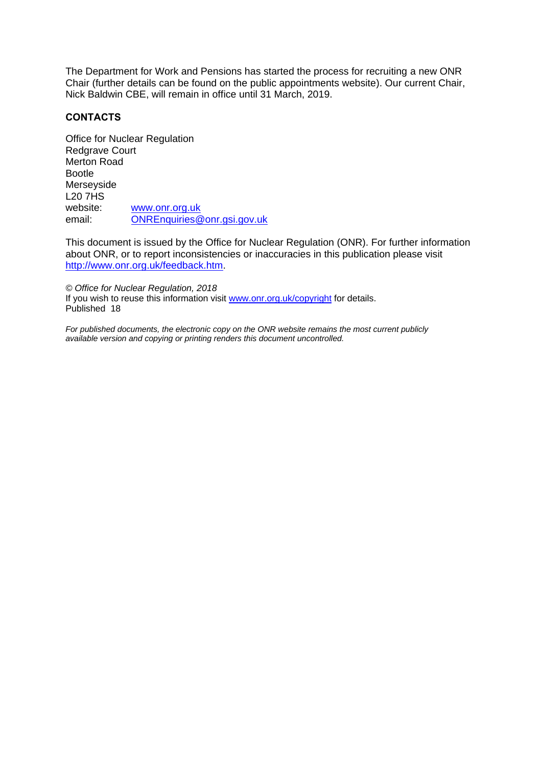The Department for Work and Pensions has started the process for recruiting a new ONR Chair (further details can be found on the public appointments website). Our current Chair, Nick Baldwin CBE, will remain in office until 31 March, 2019.

**CONTACTS**

Office for Nuclear Regulation
Redgrave Court
Merton Road
Bootle
Merseyside
L20 7HS
website: www.onr.org.uk
email: ONREnquiries@onr.gsi.gov.uk

This document is issued by the Office for Nuclear Regulation (ONR). For further information about ONR, or to report inconsistencies or inaccuracies in this publication please visit http://www.onr.org.uk/feedback.htm.

*© Office for Nuclear Regulation, 2018*
If you wish to reuse this information visit www.onr.org.uk/copyright for details.
Published 18

*For published documents, the electronic copy on the ONR website remains the most current publicly available version and copying or printing renders this document uncontrolled.*